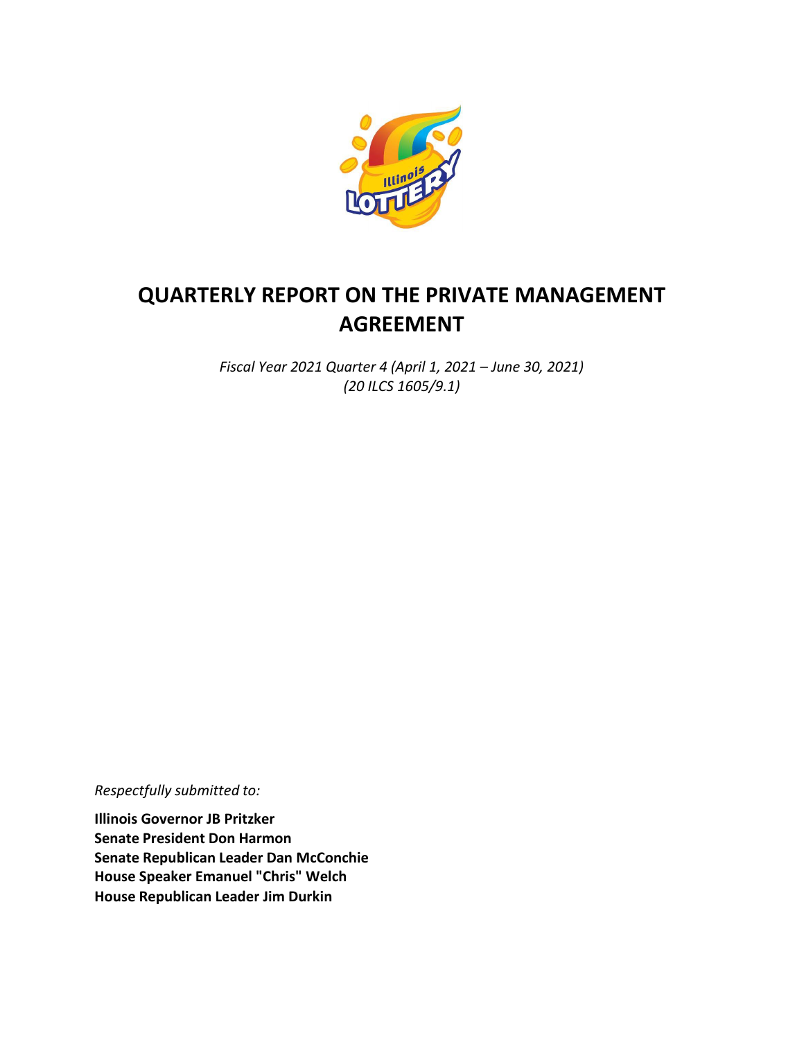# QUARTERLY REPORT ON THE PRIVATE MANAGEMENT AGREEMENT

*Fiscal Year 2021 Quarter 4 (April 1, 2021 – June 30, 2021)*
*(20 ILCS 1605/9.1)*

*Respectfully submitted to:*

**Illinois Governor JB Pritzker**
**Senate President Don Harmon**
**Senate Republican Leader Dan McConchie**
**House Speaker Emanuel "Chris" Welch**
**House Republican Leader Jim Durkin**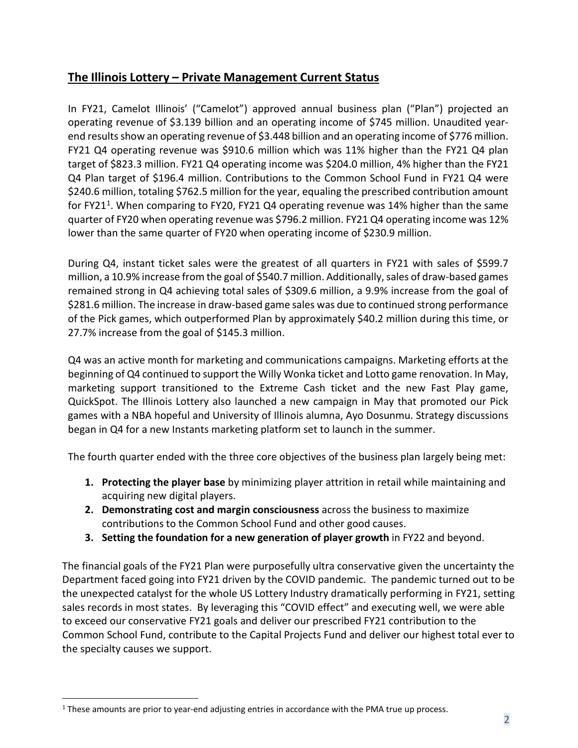## The Illinois Lottery – Private Management Current Status

In FY21, Camelot Illinois' ("Camelot") approved annual business plan ("Plan") projected an operating revenue of $3.139 billion and an operating income of $745 million. Unaudited year-end results show an operating revenue of $3.448 billion and an operating income of $776 million. FY21 Q4 operating revenue was $910.6 million which was 11% higher than the FY21 Q4 plan target of $823.3 million. FY21 Q4 operating income was $204.0 million, 4% higher than the FY21 Q4 Plan target of $196.4 million. Contributions to the Common School Fund in FY21 Q4 were $240.6 million, totaling $762.5 million for the year, equaling the prescribed contribution amount for FY21[1]. When comparing to FY20, FY21 Q4 operating revenue was 14% higher than the same quarter of FY20 when operating revenue was $796.2 million. FY21 Q4 operating income was 12% lower than the same quarter of FY20 when operating income of $230.9 million.

During Q4, instant ticket sales were the greatest of all quarters in FY21 with sales of $599.7 million, a 10.9% increase from the goal of $540.7 million. Additionally, sales of draw-based games remained strong in Q4 achieving total sales of $309.6 million, a 9.9% increase from the goal of $281.6 million. The increase in draw-based game sales was due to continued strong performance of the Pick games, which outperformed Plan by approximately $40.2 million during this time, or 27.7% increase from the goal of $145.3 million.

Q4 was an active month for marketing and communications campaigns. Marketing efforts at the beginning of Q4 continued to support the Willy Wonka ticket and Lotto game renovation. In May, marketing support transitioned to the Extreme Cash ticket and the new Fast Play game, QuickSpot. The Illinois Lottery also launched a new campaign in May that promoted our Pick games with a NBA hopeful and University of Illinois alumna, Ayo Dosunmu. Strategy discussions began in Q4 for a new Instants marketing platform set to launch in the summer.

The fourth quarter ended with the three core objectives of the business plan largely being met:

1. **Protecting the player base** by minimizing player attrition in retail while maintaining and acquiring new digital players.
2. **Demonstrating cost and margin consciousness** across the business to maximize contributions to the Common School Fund and other good causes.
3. **Setting the foundation for a new generation of player growth** in FY22 and beyond.

The financial goals of the FY21 Plan were purposefully ultra conservative given the uncertainty the Department faced going into FY21 driven by the COVID pandemic. The pandemic turned out to be the unexpected catalyst for the whole US Lottery Industry dramatically performing in FY21, setting sales records in most states. By leveraging this "COVID effect" and executing well, we were able to exceed our conservative FY21 goals and deliver our prescribed FY21 contribution to the Common School Fund, contribute to the Capital Projects Fund and deliver our highest total ever to the specialty causes we support.

[1] These amounts are prior to year-end adjusting entries in accordance with the PMA true up process.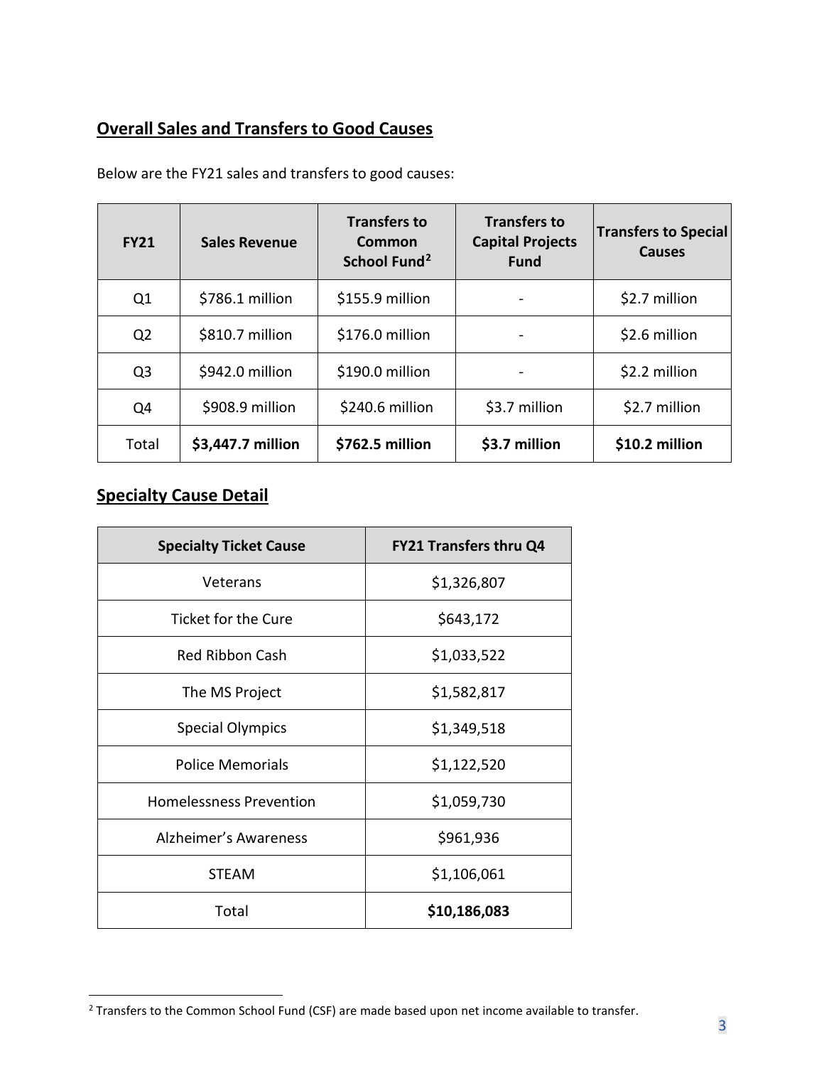## Overall Sales and Transfers to Good Causes

Below are the FY21 sales and transfers to good causes:

| FY21 | Sales Revenue | Transfers to Common School Fund[2] | Transfers to Capital Projects Fund | Transfers to Special Causes |
|---|---|---|---|---|
| Q1 | $786.1 million | $155.9 million | - | $2.7 million |
| Q2 | $810.7 million | $176.0 million | - | $2.6 million |
| Q3 | $942.0 million | $190.0 million | - | $2.2 million |
| Q4 | $908.9 million | $240.6 million | $3.7 million | $2.7 million |
| Total | **$3,447.7 million** | **$762.5 million** | **$3.7 million** | **$10.2 million** |

## Specialty Cause Detail

| Specialty Ticket Cause | FY21 Transfers thru Q4 |
|---|---|
| Veterans | $1,326,807 |
| Ticket for the Cure | $643,172 |
| Red Ribbon Cash | $1,033,522 |
| The MS Project | $1,582,817 |
| Special Olympics | $1,349,518 |
| Police Memorials | $1,122,520 |
| Homelessness Prevention | $1,059,730 |
| Alzheimer's Awareness | $961,936 |
| STEAM | $1,106,061 |
| Total | **$10,186,083** |

[2] Transfers to the Common School Fund (CSF) are made based upon net income available to transfer.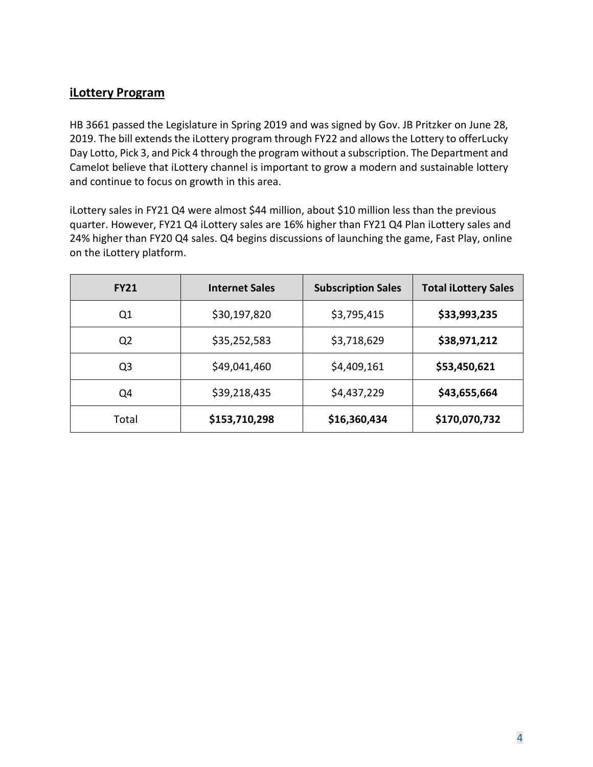## iLottery Program

HB 3661 passed the Legislature in Spring 2019 and was signed by Gov. JB Pritzker on June 28, 2019. The bill extends the iLottery program through FY22 and allows the Lottery to offerLucky Day Lotto, Pick 3, and Pick 4 through the program without a subscription. The Department and Camelot believe that iLottery channel is important to grow a modern and sustainable lottery and continue to focus on growth in this area.

iLottery sales in FY21 Q4 were almost $44 million, about $10 million less than the previous quarter. However, FY21 Q4 iLottery sales are 16% higher than FY21 Q4 Plan iLottery sales and 24% higher than FY20 Q4 sales. Q4 begins discussions of launching the game, Fast Play, online on the iLottery platform.

| FY21 | Internet Sales | Subscription Sales | Total iLottery Sales |
|---|---|---|---|
| Q1 | $30,197,820 | $3,795,415 | **$33,993,235** |
| Q2 | $35,252,583 | $3,718,629 | **$38,971,212** |
| Q3 | $49,041,460 | $4,409,161 | **$53,450,621** |
| Q4 | $39,218,435 | $4,437,229 | **$43,655,664** |
| Total | **$153,710,298** | **$16,360,434** | **$170,070,732** |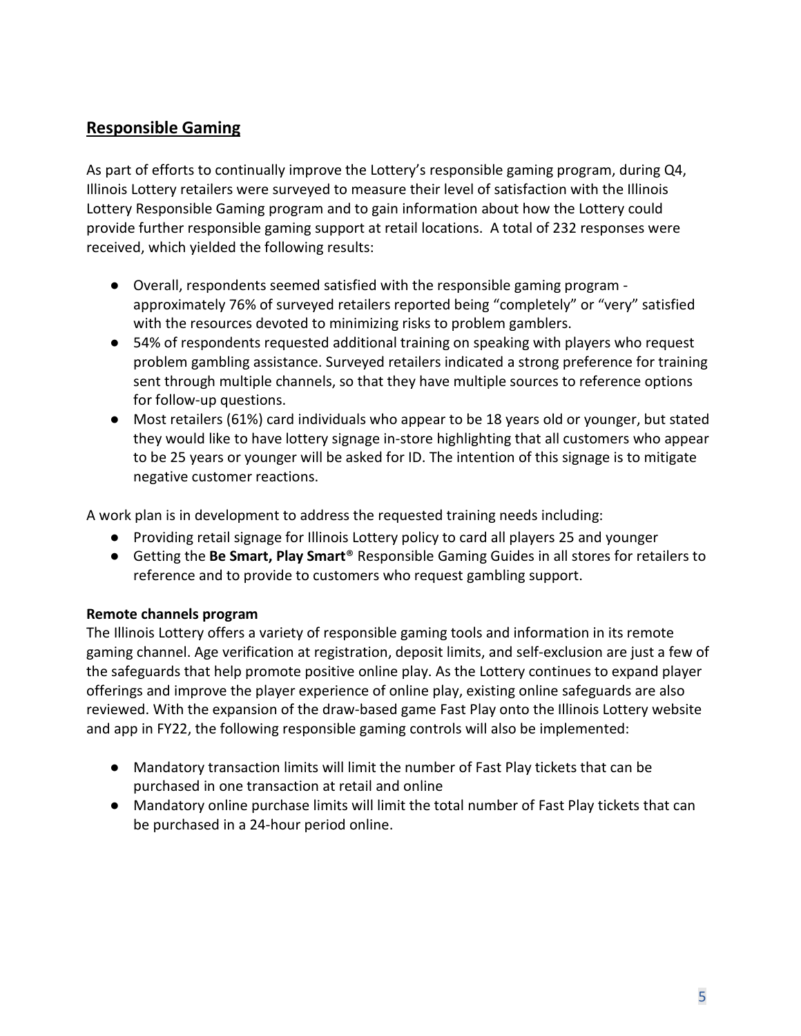## Responsible Gaming

As part of efforts to continually improve the Lottery's responsible gaming program, during Q4, Illinois Lottery retailers were surveyed to measure their level of satisfaction with the Illinois Lottery Responsible Gaming program and to gain information about how the Lottery could provide further responsible gaming support at retail locations. A total of 232 responses were received, which yielded the following results:

- Overall, respondents seemed satisfied with the responsible gaming program - approximately 76% of surveyed retailers reported being "completely" or "very" satisfied with the resources devoted to minimizing risks to problem gamblers.
- 54% of respondents requested additional training on speaking with players who request problem gambling assistance. Surveyed retailers indicated a strong preference for training sent through multiple channels, so that they have multiple sources to reference options for follow-up questions.
- Most retailers (61%) card individuals who appear to be 18 years old or younger, but stated they would like to have lottery signage in-store highlighting that all customers who appear to be 25 years or younger will be asked for ID. The intention of this signage is to mitigate negative customer reactions.

A work plan is in development to address the requested training needs including:

- Providing retail signage for Illinois Lottery policy to card all players 25 and younger
- Getting the **Be Smart, Play Smart**® Responsible Gaming Guides in all stores for retailers to reference and to provide to customers who request gambling support.

**Remote channels program**

The Illinois Lottery offers a variety of responsible gaming tools and information in its remote gaming channel. Age verification at registration, deposit limits, and self-exclusion are just a few of the safeguards that help promote positive online play. As the Lottery continues to expand player offerings and improve the player experience of online play, existing online safeguards are also reviewed. With the expansion of the draw-based game Fast Play onto the Illinois Lottery website and app in FY22, the following responsible gaming controls will also be implemented:

- Mandatory transaction limits will limit the number of Fast Play tickets that can be purchased in one transaction at retail and online
- Mandatory online purchase limits will limit the total number of Fast Play tickets that can be purchased in a 24-hour period online.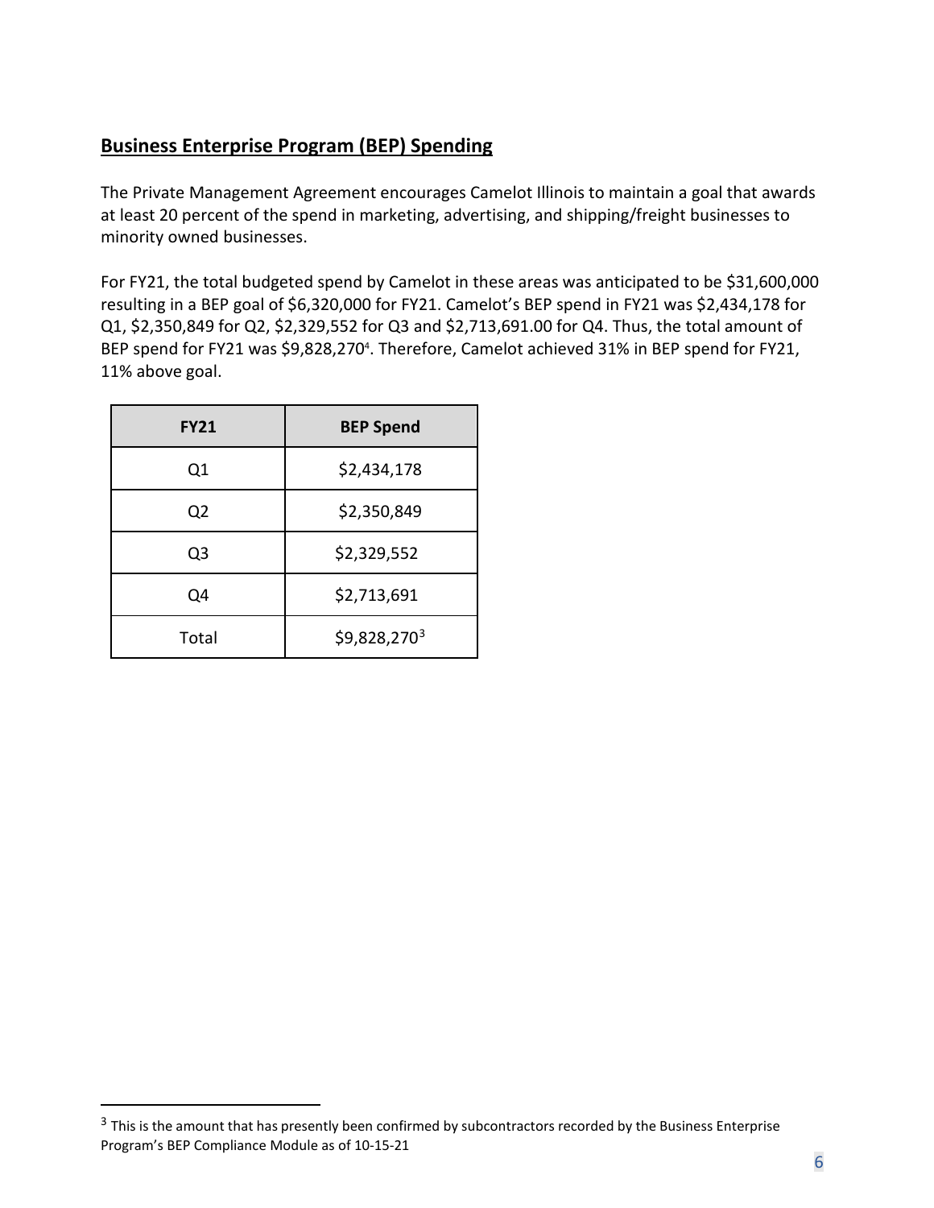## Business Enterprise Program (BEP) Spending

The Private Management Agreement encourages Camelot Illinois to maintain a goal that awards at least 20 percent of the spend in marketing, advertising, and shipping/freight businesses to minority owned businesses.

For FY21, the total budgeted spend by Camelot in these areas was anticipated to be $31,600,000 resulting in a BEP goal of $6,320,000 for FY21. Camelot's BEP spend in FY21 was $2,434,178 for Q1, $2,350,849 for Q2, $2,329,552 for Q3 and $2,713,691.00 for Q4. Thus, the total amount of BEP spend for FY21 was $9,828,270[4]. Therefore, Camelot achieved 31% in BEP spend for FY21, 11% above goal.

| FY21 | BEP Spend |
|---|---|
| Q1 | $2,434,178 |
| Q2 | $2,350,849 |
| Q3 | $2,329,552 |
| Q4 | $2,713,691 |
| Total | $9,828,270[3] |

[3] This is the amount that has presently been confirmed by subcontractors recorded by the Business Enterprise Program's BEP Compliance Module as of 10-15-21